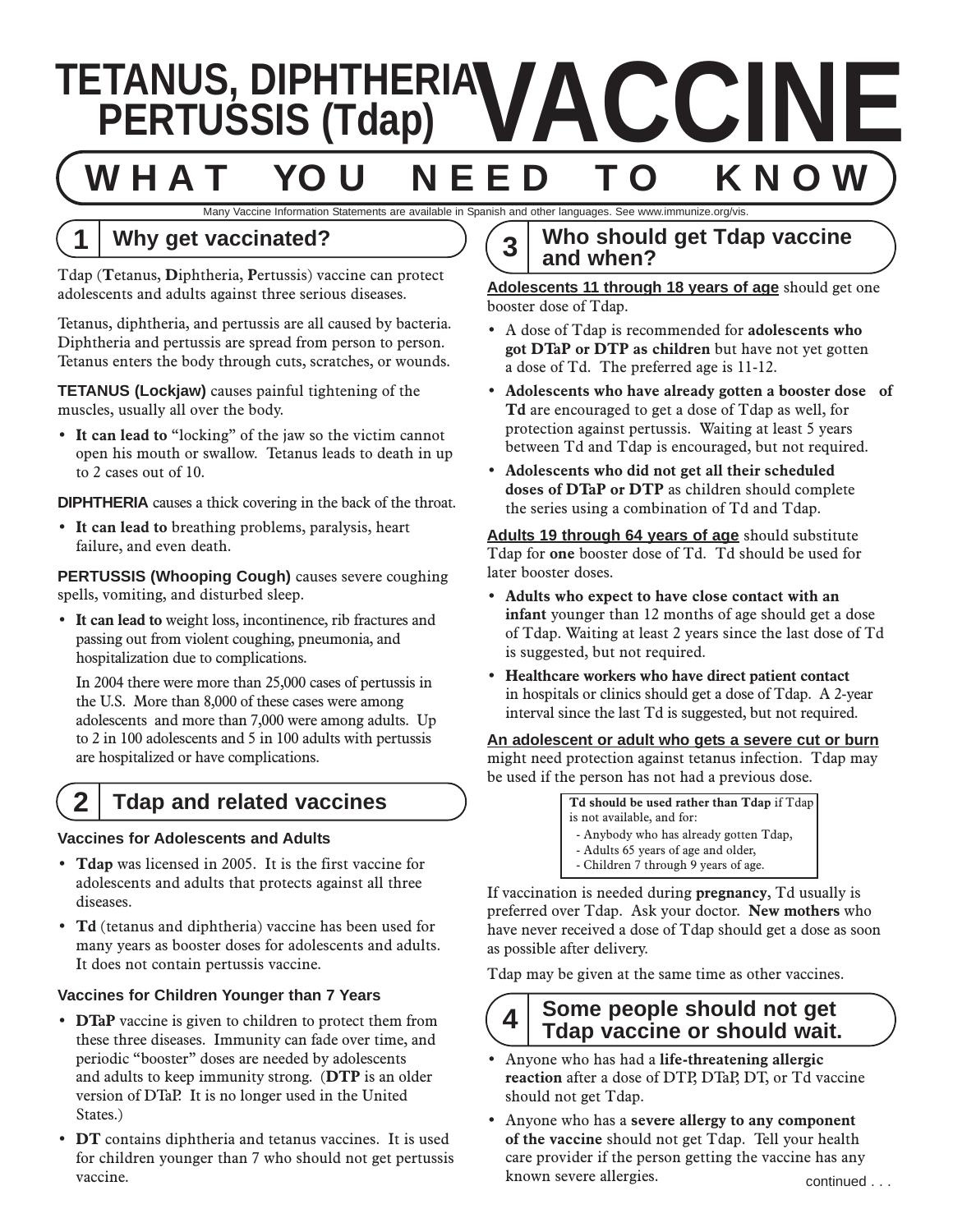# TETANUS, DIPHTHERIA PERTUSSIS (Tdap) VACCINE

## WHAT YOU NEED TO KNOW

Many Vaccine Information Statements are available in Spanish and other languages. See www.immunize.org/vis.

## 1 Why get vaccinated?

Tdap (**T**etanus, **D**iphtheria, **P**ertussis) vaccine can protect adolescents and adults against three serious diseases.

Tetanus, diphtheria, and pertussis are all caused by bacteria. Diphtheria and pertussis are spread from person to person. Tetanus enters the body through cuts, scratches, or wounds.

**TETANUS (Lockjaw)** causes painful tightening of the muscles, usually all over the body.

- **It can lead to** "locking" of the jaw so the victim cannot open his mouth or swallow. Tetanus leads to death in up to 2 cases out of 10.

**DIPHTHERIA** causes a thick covering in the back of the throat.

- **It can lead to** breathing problems, paralysis, heart failure, and even death.

**PERTUSSIS (Whooping Cough)** causes severe coughing spells, vomiting, and disturbed sleep.

- **It can lead to** weight loss, incontinence, rib fractures and passing out from violent coughing, pneumonia, and hospitalization due to complications.

  In 2004 there were more than 25,000 cases of pertussis in the U.S. More than 8,000 of these cases were among adolescents and more than 7,000 were among adults. Up to 2 in 100 adolescents and 5 in 100 adults with pertussis are hospitalized or have complications.

## 2 Tdap and related vaccines

### Vaccines for Adolescents and Adults

- **Tdap** was licensed in 2005. It is the first vaccine for adolescents and adults that protects against all three diseases.
- **Td** (tetanus and diphtheria) vaccine has been used for many years as booster doses for adolescents and adults. It does not contain pertussis vaccine.

### Vaccines for Children Younger than 7 Years

- **DTaP** vaccine is given to children to protect them from these three diseases. Immunity can fade over time, and periodic "booster" doses are needed by adolescents and adults to keep immunity strong. (**DTP** is an older version of DTaP. It is no longer used in the United States.)
- **DT** contains diphtheria and tetanus vaccines. It is used for children younger than 7 who should not get pertussis vaccine.

## 3 Who should get Tdap vaccine and when?

**Adolescents 11 through 18 years of age** should get one booster dose of Tdap.

- A dose of Tdap is recommended for **adolescents who got DTaP or DTP as children** but have not yet gotten a dose of Td. The preferred age is 11-12.
- **Adolescents who have already gotten a booster dose of Td** are encouraged to get a dose of Tdap as well, for protection against pertussis. Waiting at least 5 years between Td and Tdap is encouraged, but not required.
- **Adolescents who did not get all their scheduled doses of DTaP or DTP** as children should complete the series using a combination of Td and Tdap.

**Adults 19 through 64 years of age** should substitute Tdap for **one** booster dose of Td. Td should be used for later booster doses.

- **Adults who expect to have close contact with an infant** younger than 12 months of age should get a dose of Tdap. Waiting at least 2 years since the last dose of Td is suggested, but not required.
- **Healthcare workers who have direct patient contact** in hospitals or clinics should get a dose of Tdap. A 2-year interval since the last Td is suggested, but not required.

**An adolescent or adult who gets a severe cut or burn** might need protection against tetanus infection. Tdap may be used if the person has not had a previous dose.

> **Td should be used rather than Tdap** if Tdap is not available, and for:
> - Anybody who has already gotten Tdap,
> - Adults 65 years of age and older,
> - Children 7 through 9 years of age.

If vaccination is needed during **pregnancy**, Td usually is preferred over Tdap. Ask your doctor. **New mothers** who have never received a dose of Tdap should get a dose as soon as possible after delivery.

Tdap may be given at the same time as other vaccines.

## 4 Some people should not get Tdap vaccine or should wait.

- Anyone who has had a **life-threatening allergic reaction** after a dose of DTP, DTaP, DT, or Td vaccine should not get Tdap.
- Anyone who has a **severe allergy to any component of the vaccine** should not get Tdap. Tell your health care provider if the person getting the vaccine has any known severe allergies.

continued . . .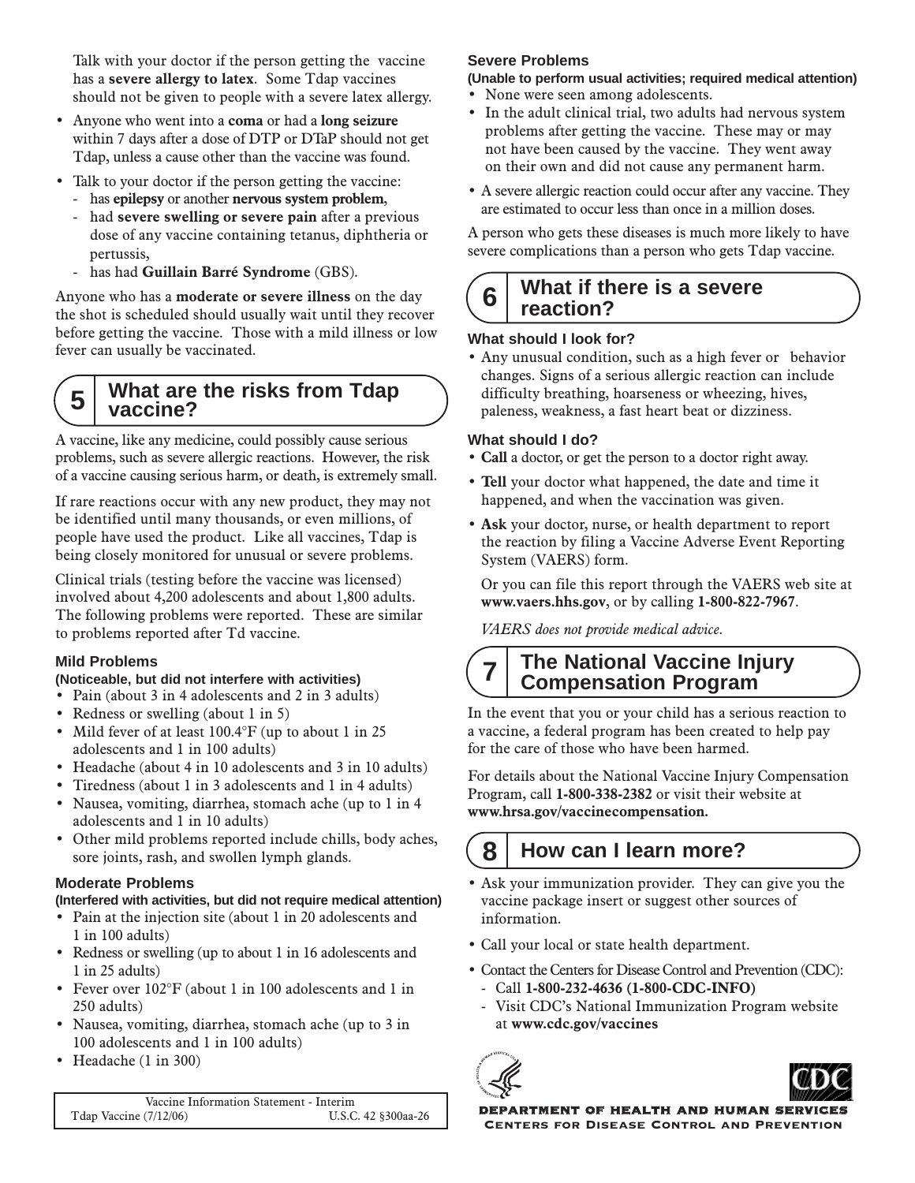Talk with your doctor if the person getting the vaccine has a **severe allergy to latex**. Some Tdap vaccines should not be given to people with a severe latex allergy.

- Anyone who went into a **coma** or had a **long seizure** within 7 days after a dose of DTP or DTaP should not get Tdap, unless a cause other than the vaccine was found.
- Talk to your doctor if the person getting the vaccine:
  - has **epilepsy** or another **nervous system problem,**
  - had **severe swelling or severe pain** after a previous dose of any vaccine containing tetanus, diphtheria or pertussis,
  - has had **Guillain Barré Syndrome** (GBS).

Anyone who has a **moderate or severe illness** on the day the shot is scheduled should usually wait until they recover before getting the vaccine. Those with a mild illness or low fever can usually be vaccinated.

## 5 What are the risks from Tdap vaccine?

A vaccine, like any medicine, could possibly cause serious problems, such as severe allergic reactions. However, the risk of a vaccine causing serious harm, or death, is extremely small.

If rare reactions occur with any new product, they may not be identified until many thousands, or even millions, of people have used the product. Like all vaccines, Tdap is being closely monitored for unusual or severe problems.

Clinical trials (testing before the vaccine was licensed) involved about 4,200 adolescents and about 1,800 adults. The following problems were reported. These are similar to problems reported after Td vaccine.

### Mild Problems

**(Noticeable, but did not interfere with activities)**

- Pain (about 3 in 4 adolescents and 2 in 3 adults)
- Redness or swelling (about 1 in 5)
- Mild fever of at least 100.4°F (up to about 1 in 25 adolescents and 1 in 100 adults)
- Headache (about 4 in 10 adolescents and 3 in 10 adults)
- Tiredness (about 1 in 3 adolescents and 1 in 4 adults)
- Nausea, vomiting, diarrhea, stomach ache (up to 1 in 4 adolescents and 1 in 10 adults)
- Other mild problems reported include chills, body aches, sore joints, rash, and swollen lymph glands.

### Moderate Problems

**(Interfered with activities, but did not require medical attention)**

- Pain at the injection site (about 1 in 20 adolescents and 1 in 100 adults)
- Redness or swelling (up to about 1 in 16 adolescents and 1 in 25 adults)
- Fever over 102°F (about 1 in 100 adolescents and 1 in 250 adults)
- Nausea, vomiting, diarrhea, stomach ache (up to 3 in 100 adolescents and 1 in 100 adults)
- Headache (1 in 300)

### Severe Problems

**(Unable to perform usual activities; required medical attention)**

- None were seen among adolescents.
- In the adult clinical trial, two adults had nervous system problems after getting the vaccine. These may or may not have been caused by the vaccine. They went away on their own and did not cause any permanent harm.
- A severe allergic reaction could occur after any vaccine. They are estimated to occur less than once in a million doses.

A person who gets these diseases is much more likely to have severe complications than a person who gets Tdap vaccine.

## 6 What if there is a severe reaction?

### What should I look for?

- Any unusual condition, such as a high fever or behavior changes. Signs of a serious allergic reaction can include difficulty breathing, hoarseness or wheezing, hives, paleness, weakness, a fast heart beat or dizziness.

### What should I do?

- **Call** a doctor, or get the person to a doctor right away.
- **Tell** your doctor what happened, the date and time it happened, and when the vaccination was given.
- **Ask** your doctor, nurse, or health department to report the reaction by filing a Vaccine Adverse Event Reporting System (VAERS) form.

  Or you can file this report through the VAERS web site at **www.vaers.hhs.gov**, or by calling **1-800-822-7967**.

  *VAERS does not provide medical advice.*

## 7 The National Vaccine Injury Compensation Program

In the event that you or your child has a serious reaction to a vaccine, a federal program has been created to help pay for the care of those who have been harmed.

For details about the National Vaccine Injury Compensation Program, call **1-800-338-2382** or visit their website at **www.hrsa.gov/vaccinecompensation.**

## 8 How can I learn more?

- Ask your immunization provider. They can give you the vaccine package insert or suggest other sources of information.
- Call your local or state health department.
- Contact the Centers for Disease Control and Prevention (CDC):
  - Call **1-800-232-4636 (1-800-CDC-INFO)**
  - Visit CDC's National Immunization Program website at **www.cdc.gov/vaccines**

Vaccine Information Statement - Interim
Tdap Vaccine (7/12/06) U.S.C. 42 §300aa-26

**DEPARTMENT OF HEALTH AND HUMAN SERVICES**
**CENTERS FOR DISEASE CONTROL AND PREVENTION**